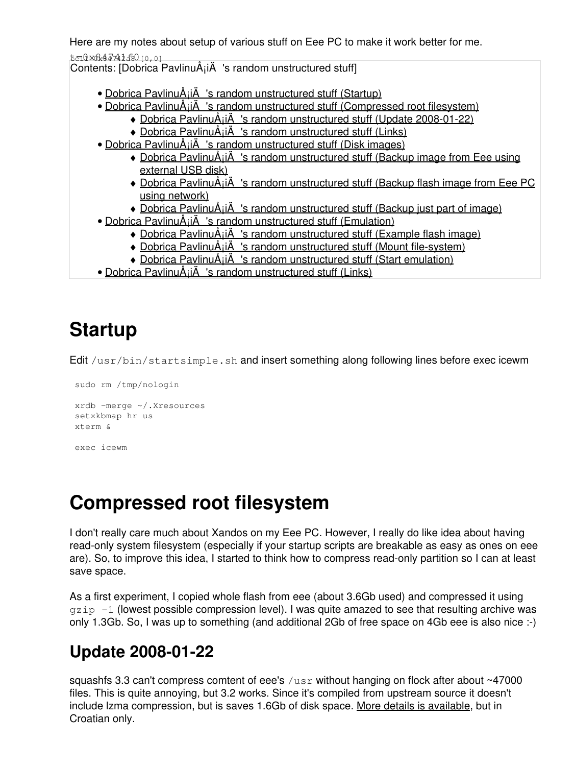Here are my notes about setup of various stuff on Eee PC to make it work better for me.

t=0x8474160 [0,0]

Contents: [Dobrica PavlinuÅ¡iÄ 's random unstructured stuff]

- Dobrica PavlinuÅ¡iÄ 's random unstructured stuff (Startup)
- Dobrica PavlinuÅ¡iÄ 's random unstructured stuff (Compressed root filesystem)
    - Dobrica PavlinuÅ¡iÄ 's random unstructured stuff (Update 2008-01-22)
    - Dobrica PavlinuÅ¡iÄ 's random unstructured stuff (Links)
- Dobrica PavlinuÅ¡iÄ 's random unstructured stuff (Disk images)
    - Dobrica PavlinuÅ¡iÄ 's random unstructured stuff (Backup image from Eee using external USB disk)
    - Dobrica PavlinuÅ¡iÄ 's random unstructured stuff (Backup flash image from Eee PC using network)
    - Dobrica PavlinuÅ¡iÄ 's random unstructured stuff (Backup just part of image)
- Dobrica PavlinuÅ¡iÄ 's random unstructured stuff (Emulation)
    - Dobrica PavlinuÅ¡iÄ 's random unstructured stuff (Example flash image)
    - Dobrica PavlinuÅ¡iÄ 's random unstructured stuff (Mount file-system)
    - Dobrica PavlinuÅ¡iÄ 's random unstructured stuff (Start emulation)
- Dobrica PavlinuÅ¡iÄ 's random unstructured stuff (Links)

# Startup

Edit `/usr/bin/startsimple.sh` and insert something along following lines before exec icewm

```
sudo rm /tmp/nologin

xrdb -merge ~/.Xresources
setxkbmap hr us
xterm &

exec icewm
```

# Compressed root filesystem

I don't really care much about Xandos on my Eee PC. However, I really do like idea about having read-only system filesystem (especially if your startup scripts are breakable as easy as ones on eee are). So, to improve this idea, I started to think how to compress read-only partition so I can at least save space.

As a first experiment, I copied whole flash from eee (about 3.6Gb used) and compressed it using `gzip -1` (lowest possible compression level). I was quite amazed to see that resulting archive was only 1.3Gb. So, I was up to something (and additional 2Gb of free space on 4Gb eee is also nice :-)

## Update 2008-01-22

squashfs 3.3 can't compress comtent of eee's `/usr` without hanging on flock after about ~47000 files. This is quite annoying, but 3.2 works. Since it's compiled from upstream source it doesn't include lzma compression, but is saves 1.6Gb of disk space. More details is available, but in Croatian only.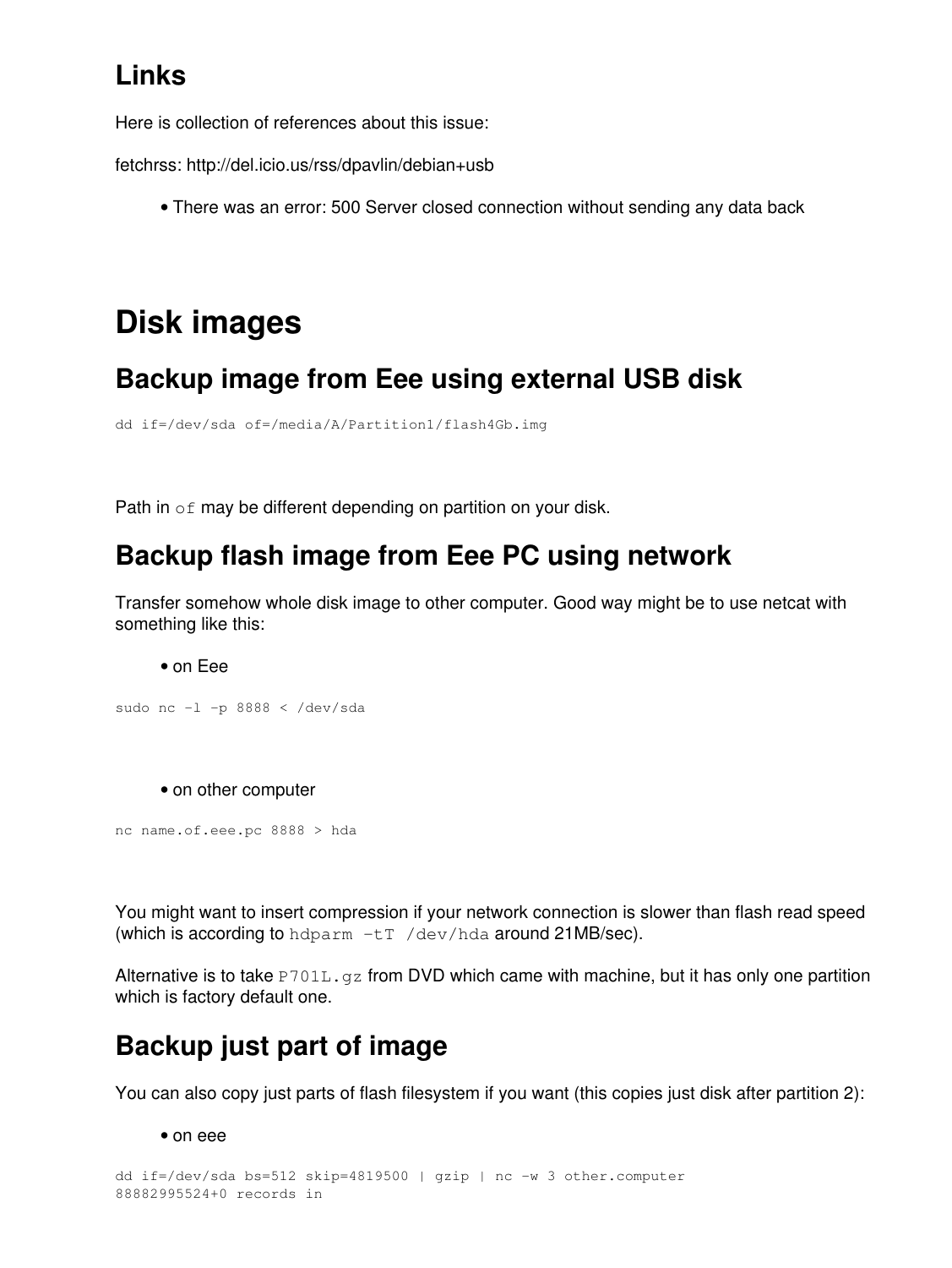## Links

Here is collection of references about this issue:

fetchrss: http://del.icio.us/rss/dpavlin/debian+usb

- There was an error: 500 Server closed connection without sending any data back

# Disk images

## Backup image from Eee using external USB disk

```
dd if=/dev/sda of=/media/A/Partition1/flash4Gb.img
```

Path in `of` may be different depending on partition on your disk.

## Backup flash image from Eee PC using network

Transfer somehow whole disk image to other computer. Good way might be to use netcat with something like this:

- on Eee

```
sudo nc -l -p 8888 < /dev/sda
```

- on other computer

```
nc name.of.eee.pc 8888 > hda
```

You might want to insert compression if your network connection is slower than flash read speed (which is according to `hdparm -tT /dev/hda` around 21MB/sec).

Alternative is to take `P701L.gz` from DVD which came with machine, but it has only one partition which is factory default one.

## Backup just part of image

You can also copy just parts of flash filesystem if you want (this copies just disk after partition 2):

- on eee

```
dd if=/dev/sda bs=512 skip=4819500 | gzip | nc -w 3 other.computer
88882995524+0 records in
```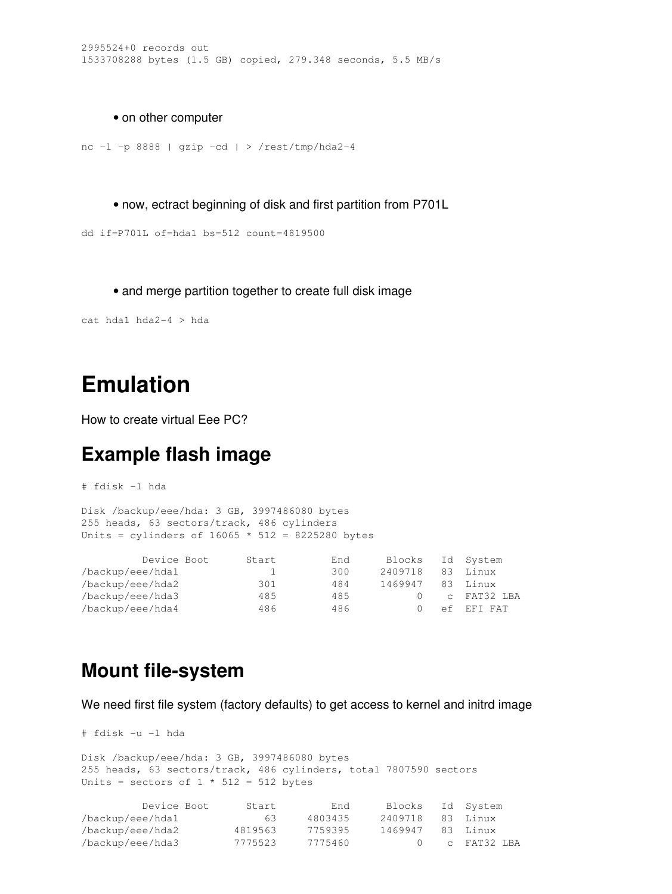```
2995524+0 records out
1533708288 bytes (1.5 GB) copied, 279.348 seconds, 5.5 MB/s
```

- on other computer

```
nc -l -p 8888 | gzip -cd | > /rest/tmp/hda2-4
```

- now, ectract beginning of disk and first partition from P701L

```
dd if=P701L of=hda1 bs=512 count=4819500
```

- and merge partition together to create full disk image

```
cat hda1 hda2-4 > hda
```

# Emulation

How to create virtual Eee PC?

## Example flash image

```
# fdisk -l hda

Disk /backup/eee/hda: 3 GB, 3997486080 bytes
255 heads, 63 sectors/track, 486 cylinders
Units = cylinders of 16065 * 512 = 8225280 bytes

          Device Boot      Start         End      Blocks   Id  System
/backup/eee/hda1               1         300     2409718   83  Linux
/backup/eee/hda2             301         484     1469947   83  Linux
/backup/eee/hda3             485         485           0    c  FAT32 LBA
/backup/eee/hda4             486         486           0   ef  EFI FAT
```

## Mount file-system

We need first file system (factory defaults) to get access to kernel and initrd image

```
# fdisk -u -l hda

Disk /backup/eee/hda: 3 GB, 3997486080 bytes
255 heads, 63 sectors/track, 486 cylinders, total 7807590 sectors
Units = sectors of 1 * 512 = 512 bytes

          Device Boot      Start         End      Blocks   Id  System
/backup/eee/hda1              63     4803435     2409718   83  Linux
/backup/eee/hda2         4819563     7759395     1469947   83  Linux
/backup/eee/hda3         7775523     7775460           0    c  FAT32 LBA
```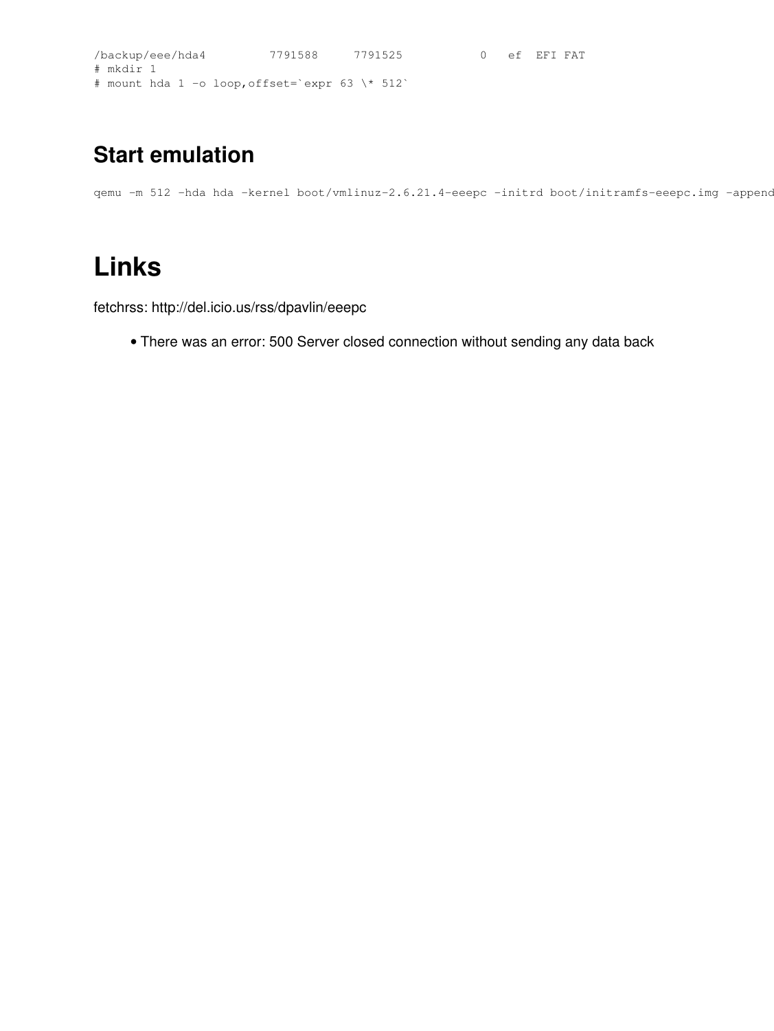```
/backup/eee/hda4         7791588     7791525           0   ef  EFI FAT
# mkdir 1
# mount hda 1 -o loop,offset=`expr 63 \* 512`
```

## Start emulation

```
qemu -m 512 -hda hda -kernel boot/vmlinuz-2.6.21.4-eeepc -initrd boot/initramfs-eeepc.img -append
```

# Links

fetchrss: http://del.icio.us/rss/dpavlin/eeepc

- There was an error: 500 Server closed connection without sending any data back